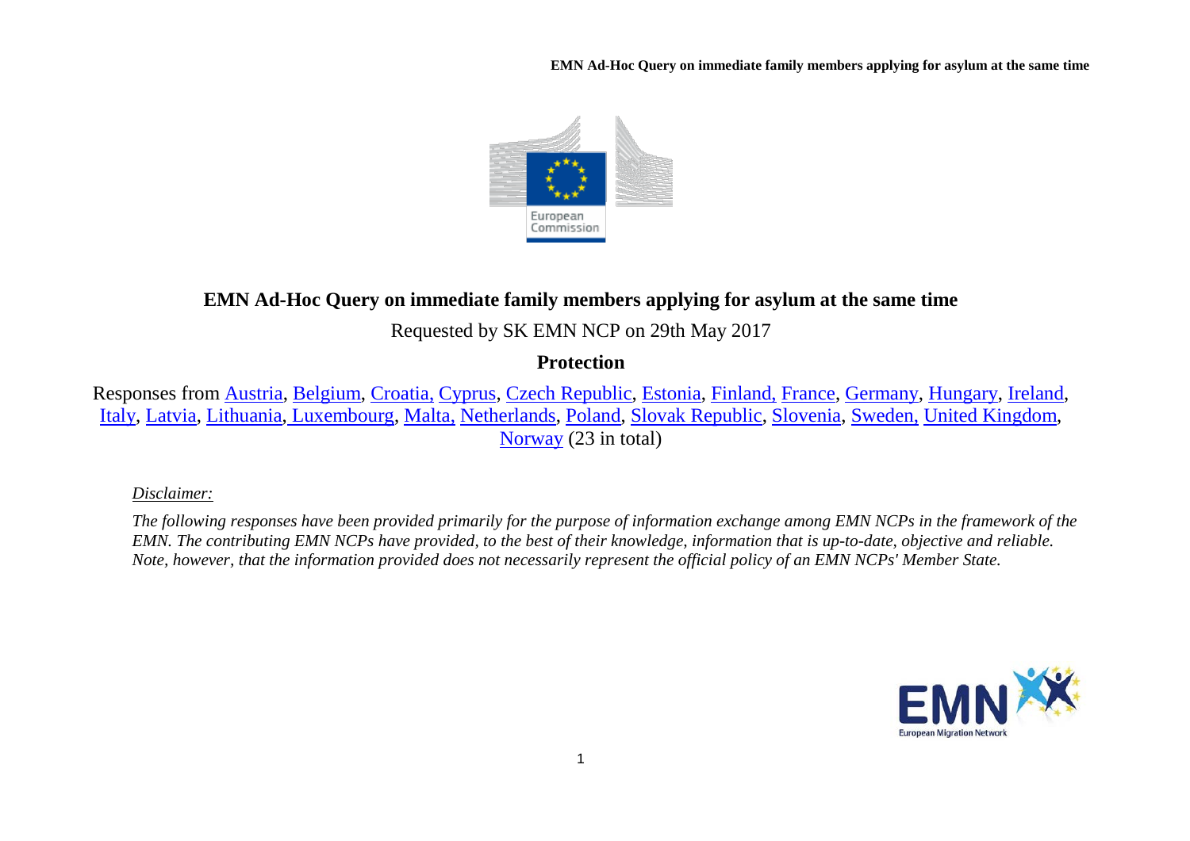# EMN Ad-Hoc Query on immediate family members applying for asylum at the same time

Requested by SK EMN NCP on 29th May 2017

**Protection**

Responses from Austria, Belgium, Croatia, Cyprus, Czech Republic, Estonia, Finland, France, Germany, Hungary, Ireland, Italy, Latvia, Lithuania, Luxembourg, Malta, Netherlands, Poland, Slovak Republic, Slovenia, Sweden, United Kingdom, Norway (23 in total)

*Disclaimer:*

*The following responses have been provided primarily for the purpose of information exchange among EMN NCPs in the framework of the EMN. The contributing EMN NCPs have provided, to the best of their knowledge, information that is up-to-date, objective and reliable. Note, however, that the information provided does not necessarily represent the official policy of an EMN NCPs' Member State.*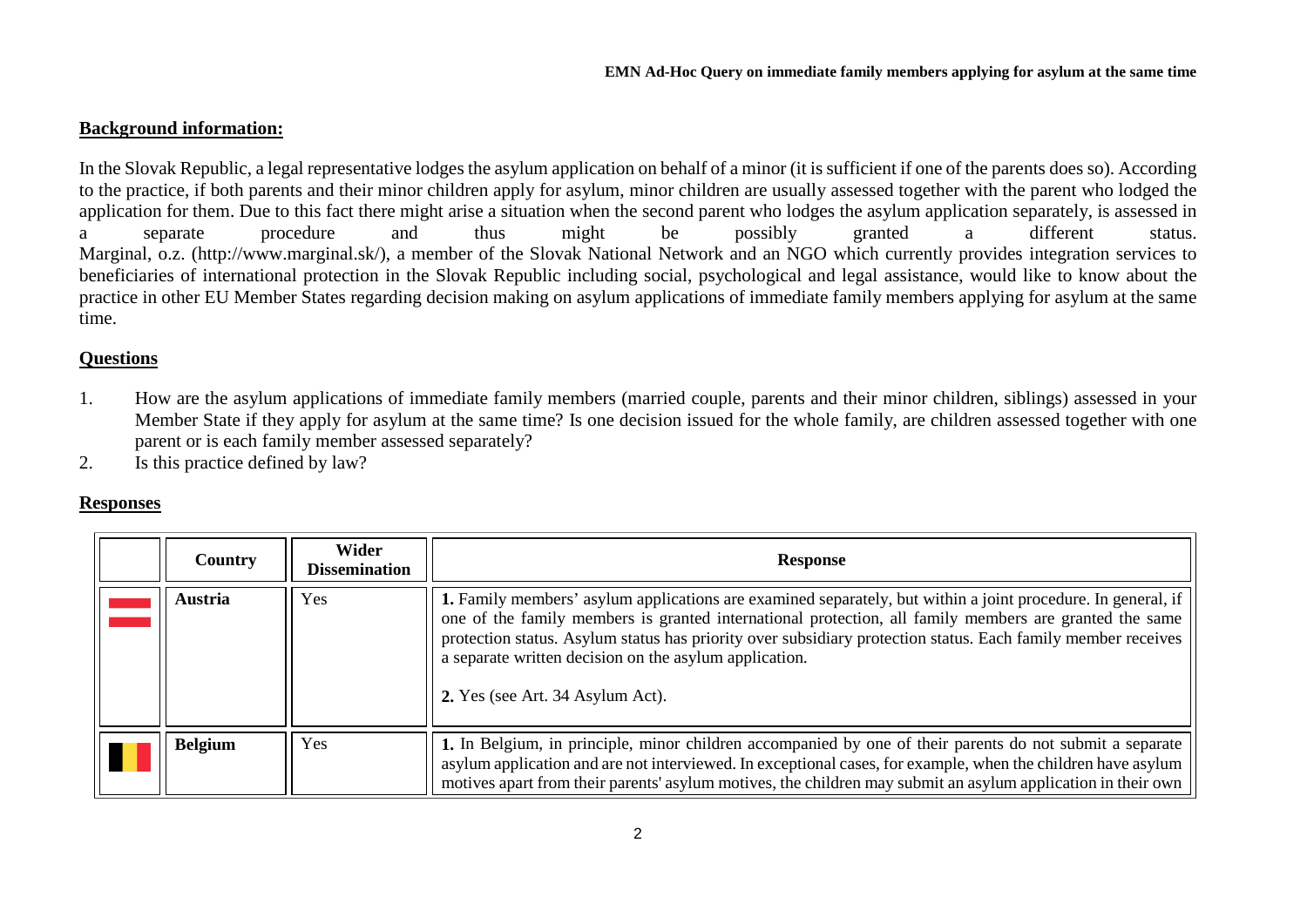**Background information:**

In the Slovak Republic, a legal representative lodges the asylum application on behalf of a minor (it is sufficient if one of the parents does so). According to the practice, if both parents and their minor children apply for asylum, minor children are usually assessed together with the parent who lodged the application for them. Due to this fact there might arise a situation when the second parent who lodges the asylum application separately, is assessed in a separate procedure and thus might be possibly granted a different status. Marginal, o.z. (http://www.marginal.sk/), a member of the Slovak National Network and an NGO which currently provides integration services to beneficiaries of international protection in the Slovak Republic including social, psychological and legal assistance, would like to know about the practice in other EU Member States regarding decision making on asylum applications of immediate family members applying for asylum at the same time.

**Questions**

1. How are the asylum applications of immediate family members (married couple, parents and their minor children, siblings) assessed in your Member State if they apply for asylum at the same time? Is one decision issued for the whole family, are children assessed together with one parent or is each family member assessed separately?
2. Is this practice defined by law?

**Responses**

| | Country | Wider Dissemination | Response |
|---|---|---|---|
| | **Austria** | Yes | **1.** Family members' asylum applications are examined separately, but within a joint procedure. In general, if one of the family members is granted international protection, all family members are granted the same protection status. Asylum status has priority over subsidiary protection status. Each family member receives a separate written decision on the asylum application.<br><br>**2.** Yes (see Art. 34 Asylum Act). |
| | **Belgium** | Yes | **1.** In Belgium, in principle, minor children accompanied by one of their parents do not submit a separate asylum application and are not interviewed. In exceptional cases, for example, when the children have asylum motives apart from their parents' asylum motives, the children may submit an asylum application in their own |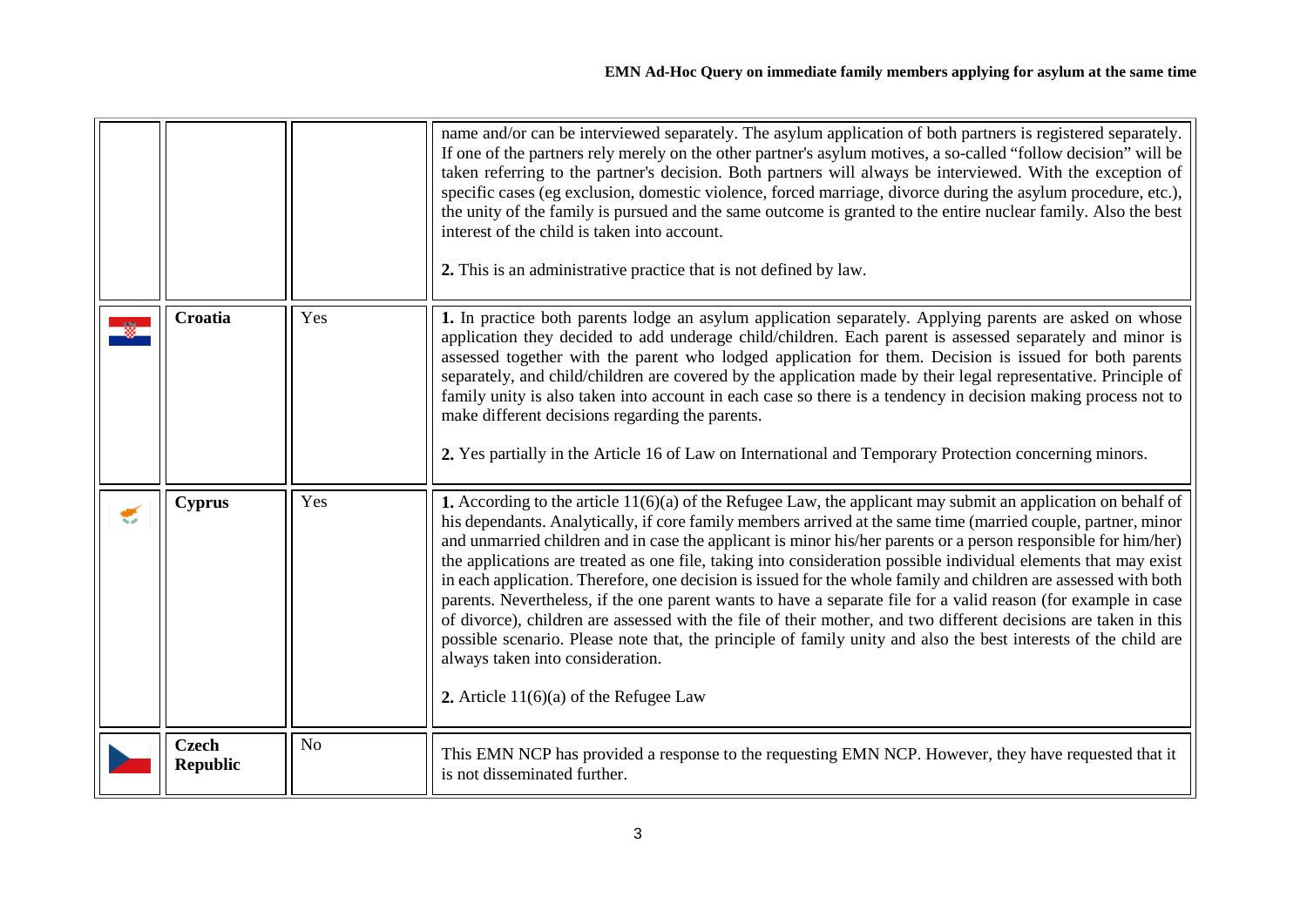| | | | |
|---|---|---|---|
| | | | name and/or can be interviewed separately. The asylum application of both partners is registered separately. If one of the partners rely merely on the other partner's asylum motives, a so-called "follow decision" will be taken referring to the partner's decision. Both partners will always be interviewed. With the exception of specific cases (eg exclusion, domestic violence, forced marriage, divorce during the asylum procedure, etc.), the unity of the family is pursued and the same outcome is granted to the entire nuclear family. Also the best interest of the child is taken into account.<br><br>**2.** This is an administrative practice that is not defined by law. |
| | **Croatia** | Yes | **1.** In practice both parents lodge an asylum application separately. Applying parents are asked on whose application they decided to add underage child/children. Each parent is assessed separately and minor is assessed together with the parent who lodged application for them. Decision is issued for both parents separately, and child/children are covered by the application made by their legal representative. Principle of family unity is also taken into account in each case so there is a tendency in decision making process not to make different decisions regarding the parents.<br><br>**2.** Yes partially in the Article 16 of Law on International and Temporary Protection concerning minors. |
| | **Cyprus** | Yes | **1.** According to the article 11(6)(a) of the Refugee Law, the applicant may submit an application on behalf of his dependants. Analytically, if core family members arrived at the same time (married couple, partner, minor and unmarried children and in case the applicant is minor his/her parents or a person responsible for him/her) the applications are treated as one file, taking into consideration possible individual elements that may exist in each application. Therefore, one decision is issued for the whole family and children are assessed with both parents. Nevertheless, if the one parent wants to have a separate file for a valid reason (for example in case of divorce), children are assessed with the file of their mother, and two different decisions are taken in this possible scenario. Please note that, the principle of family unity and also the best interests of the child are always taken into consideration.<br><br>**2.** Article 11(6)(a) of the Refugee Law |
| | **Czech Republic** | No | This EMN NCP has provided a response to the requesting EMN NCP. However, they have requested that it is not disseminated further. |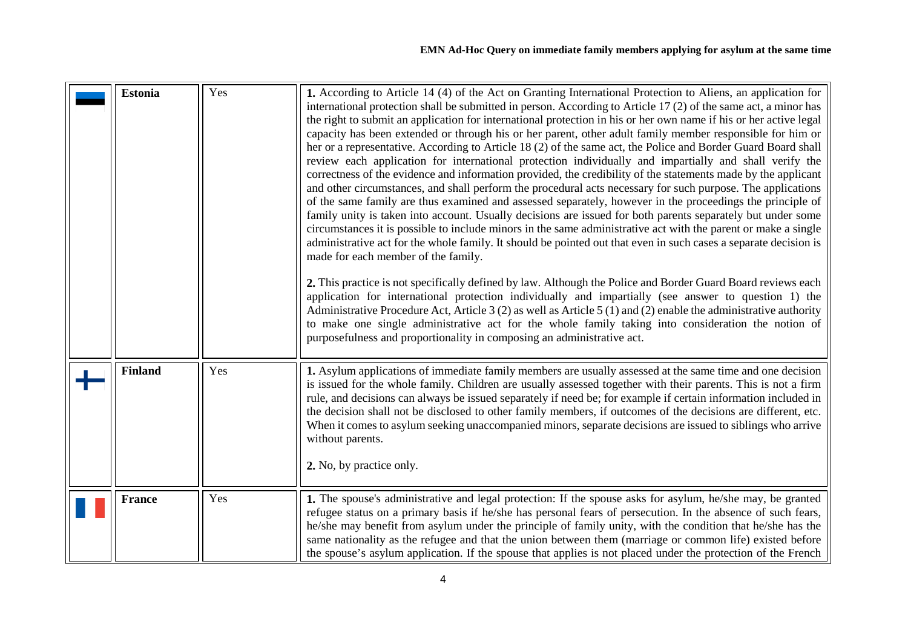| | | | |
|---|---|---|---|
| | **Estonia** | Yes | **1.** According to Article 14 (4) of the Act on Granting International Protection to Aliens, an application for international protection shall be submitted in person. According to Article 17 (2) of the same act, a minor has the right to submit an application for international protection in his or her own name if his or her active legal capacity has been extended or through his or her parent, other adult family member responsible for him or her or a representative. According to Article 18 (2) of the same act, the Police and Border Guard Board shall review each application for international protection individually and impartially and shall verify the correctness of the evidence and information provided, the credibility of the statements made by the applicant and other circumstances, and shall perform the procedural acts necessary for such purpose. The applications of the same family are thus examined and assessed separately, however in the proceedings the principle of family unity is taken into account. Usually decisions are issued for both parents separately but under some circumstances it is possible to include minors in the same administrative act with the parent or make a single administrative act for the whole family. It should be pointed out that even in such cases a separate decision is made for each member of the family.<br><br>**2.** This practice is not specifically defined by law. Although the Police and Border Guard Board reviews each application for international protection individually and impartially (see answer to question 1) the Administrative Procedure Act, Article 3 (2) as well as Article 5 (1) and (2) enable the administrative authority to make one single administrative act for the whole family taking into consideration the notion of purposefulness and proportionality in composing an administrative act. |
| | **Finland** | Yes | **1.** Asylum applications of immediate family members are usually assessed at the same time and one decision is issued for the whole family. Children are usually assessed together with their parents. This is not a firm rule, and decisions can always be issued separately if need be; for example if certain information included in the decision shall not be disclosed to other family members, if outcomes of the decisions are different, etc. When it comes to asylum seeking unaccompanied minors, separate decisions are issued to siblings who arrive without parents.<br><br>**2.** No, by practice only. |
| | **France** | Yes | **1.** The spouse's administrative and legal protection: If the spouse asks for asylum, he/she may, be granted refugee status on a primary basis if he/she has personal fears of persecution. In the absence of such fears, he/she may benefit from asylum under the principle of family unity, with the condition that he/she has the same nationality as the refugee and that the union between them (marriage or common life) existed before the spouse's asylum application. If the spouse that applies is not placed under the protection of the French |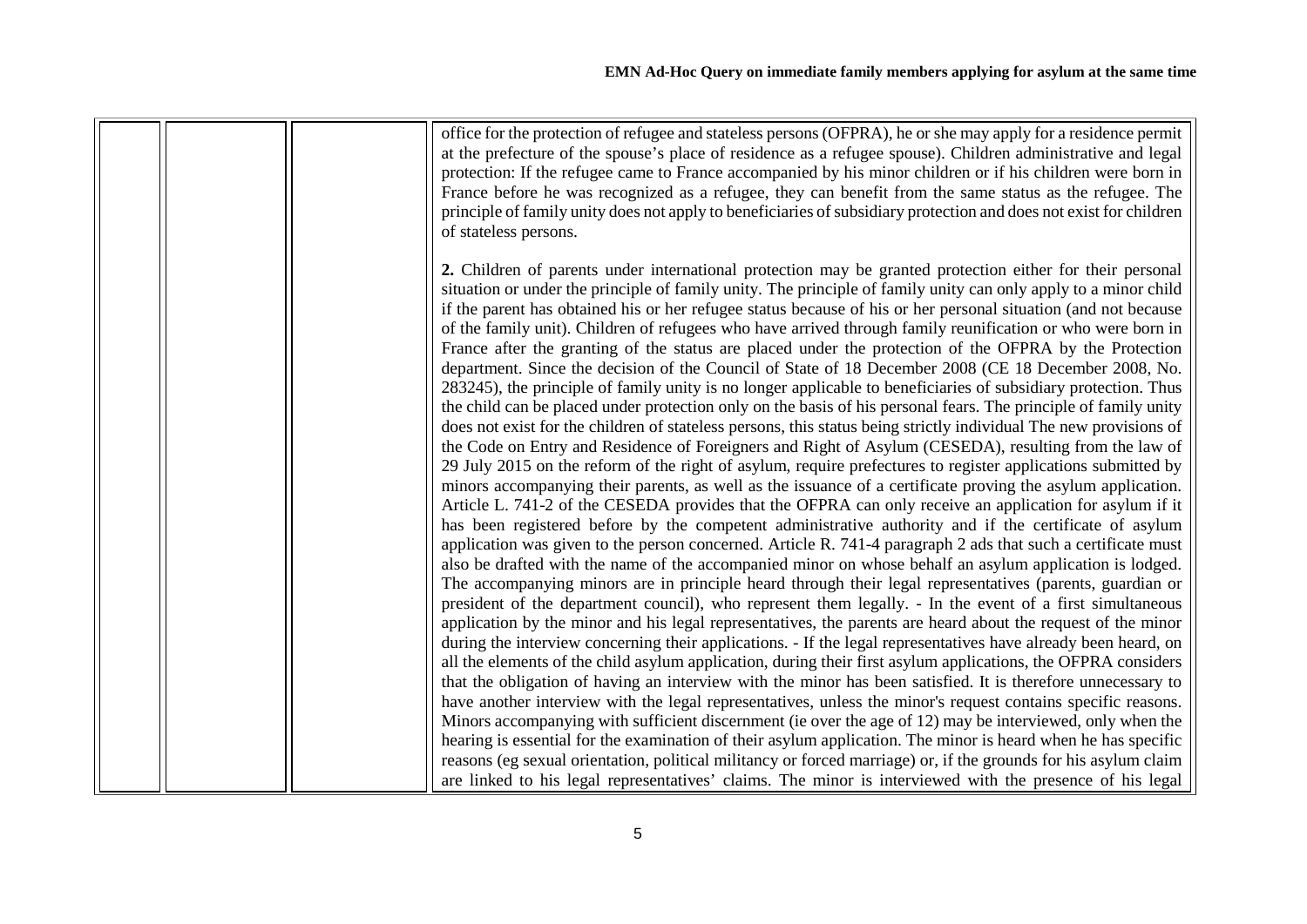| | | | |
|---|---|---|---|
| | | | office for the protection of refugee and stateless persons (OFPRA), he or she may apply for a residence permit at the prefecture of the spouse's place of residence as a refugee spouse). Children administrative and legal protection: If the refugee came to France accompanied by his minor children or if his children were born in France before he was recognized as a refugee, they can benefit from the same status as the refugee. The principle of family unity does not apply to beneficiaries of subsidiary protection and does not exist for children of stateless persons.<br><br>**2.** Children of parents under international protection may be granted protection either for their personal situation or under the principle of family unity. The principle of family unity can only apply to a minor child if the parent has obtained his or her refugee status because of his or her personal situation (and not because of the family unit). Children of refugees who have arrived through family reunification or who were born in France after the granting of the status are placed under the protection of the OFPRA by the Protection department. Since the decision of the Council of State of 18 December 2008 (CE 18 December 2008, No. 283245), the principle of family unity is no longer applicable to beneficiaries of subsidiary protection. Thus the child can be placed under protection only on the basis of his personal fears. The principle of family unity does not exist for the children of stateless persons, this status being strictly individual The new provisions of the Code on Entry and Residence of Foreigners and Right of Asylum (CESEDA), resulting from the law of 29 July 2015 on the reform of the right of asylum, require prefectures to register applications submitted by minors accompanying their parents, as well as the issuance of a certificate proving the asylum application. Article L. 741-2 of the CESEDA provides that the OFPRA can only receive an application for asylum if it has been registered before by the competent administrative authority and if the certificate of asylum application was given to the person concerned. Article R. 741-4 paragraph 2 ads that such a certificate must also be drafted with the name of the accompanied minor on whose behalf an asylum application is lodged. The accompanying minors are in principle heard through their legal representatives (parents, guardian or president of the department council), who represent them legally. - In the event of a first simultaneous application by the minor and his legal representatives, the parents are heard about the request of the minor during the interview concerning their applications. - If the legal representatives have already been heard, on all the elements of the child asylum application, during their first asylum applications, the OFPRA considers that the obligation of having an interview with the minor has been satisfied. It is therefore unnecessary to have another interview with the legal representatives, unless the minor's request contains specific reasons. Minors accompanying with sufficient discernment (ie over the age of 12) may be interviewed, only when the hearing is essential for the examination of their asylum application. The minor is heard when he has specific reasons (eg sexual orientation, political militancy or forced marriage) or, if the grounds for his asylum claim are linked to his legal representatives' claims. The minor is interviewed with the presence of his legal |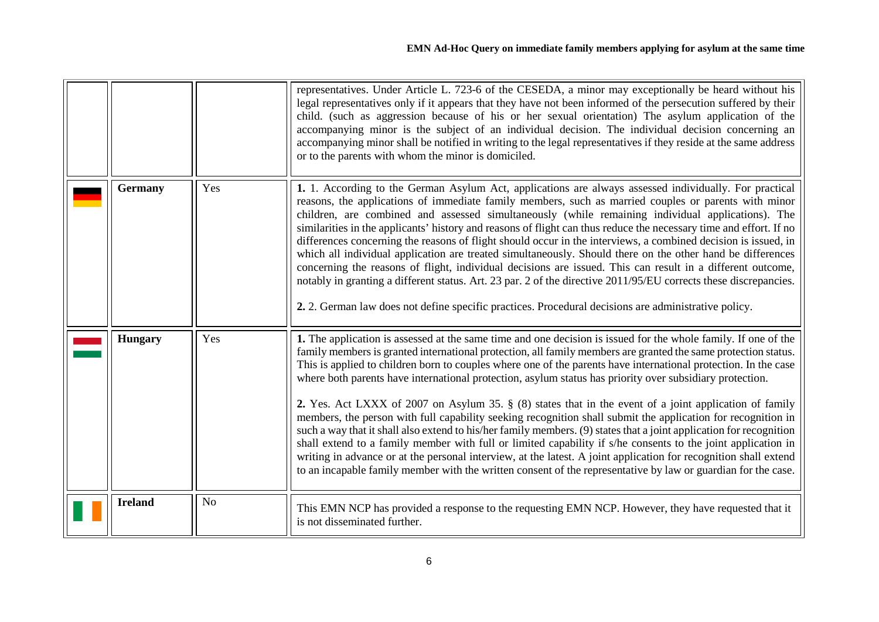| | | | |
|---|---|---|---|
| | | | representatives. Under Article L. 723-6 of the CESEDA, a minor may exceptionally be heard without his legal representatives only if it appears that they have not been informed of the persecution suffered by their child. (such as aggression because of his or her sexual orientation) The asylum application of the accompanying minor is the subject of an individual decision. The individual decision concerning an accompanying minor shall be notified in writing to the legal representatives if they reside at the same address or to the parents with whom the minor is domiciled. |
| | **Germany** | Yes | **1.** 1. According to the German Asylum Act, applications are always assessed individually. For practical reasons, the applications of immediate family members, such as married couples or parents with minor children, are combined and assessed simultaneously (while remaining individual applications). The similarities in the applicants' history and reasons of flight can thus reduce the necessary time and effort. If no differences concerning the reasons of flight should occur in the interviews, a combined decision is issued, in which all individual application are treated simultaneously. Should there on the other hand be differences concerning the reasons of flight, individual decisions are issued. This can result in a different outcome, notably in granting a different status. Art. 23 par. 2 of the directive 2011/95/EU corrects these discrepancies.<br><br>**2.** 2. German law does not define specific practices. Procedural decisions are administrative policy. |
| | **Hungary** | Yes | **1.** The application is assessed at the same time and one decision is issued for the whole family. If one of the family members is granted international protection, all family members are granted the same protection status. This is applied to children born to couples where one of the parents have international protection. In the case where both parents have international protection, asylum status has priority over subsidiary protection.<br><br>**2.** Yes. Act LXXX of 2007 on Asylum 35. § (8) states that in the event of a joint application of family members, the person with full capability seeking recognition shall submit the application for recognition in such a way that it shall also extend to his/her family members. (9) states that a joint application for recognition shall extend to a family member with full or limited capability if s/he consents to the joint application in writing in advance or at the personal interview, at the latest. A joint application for recognition shall extend to an incapable family member with the written consent of the representative by law or guardian for the case. |
| | **Ireland** | No | This EMN NCP has provided a response to the requesting EMN NCP. However, they have requested that it is not disseminated further. |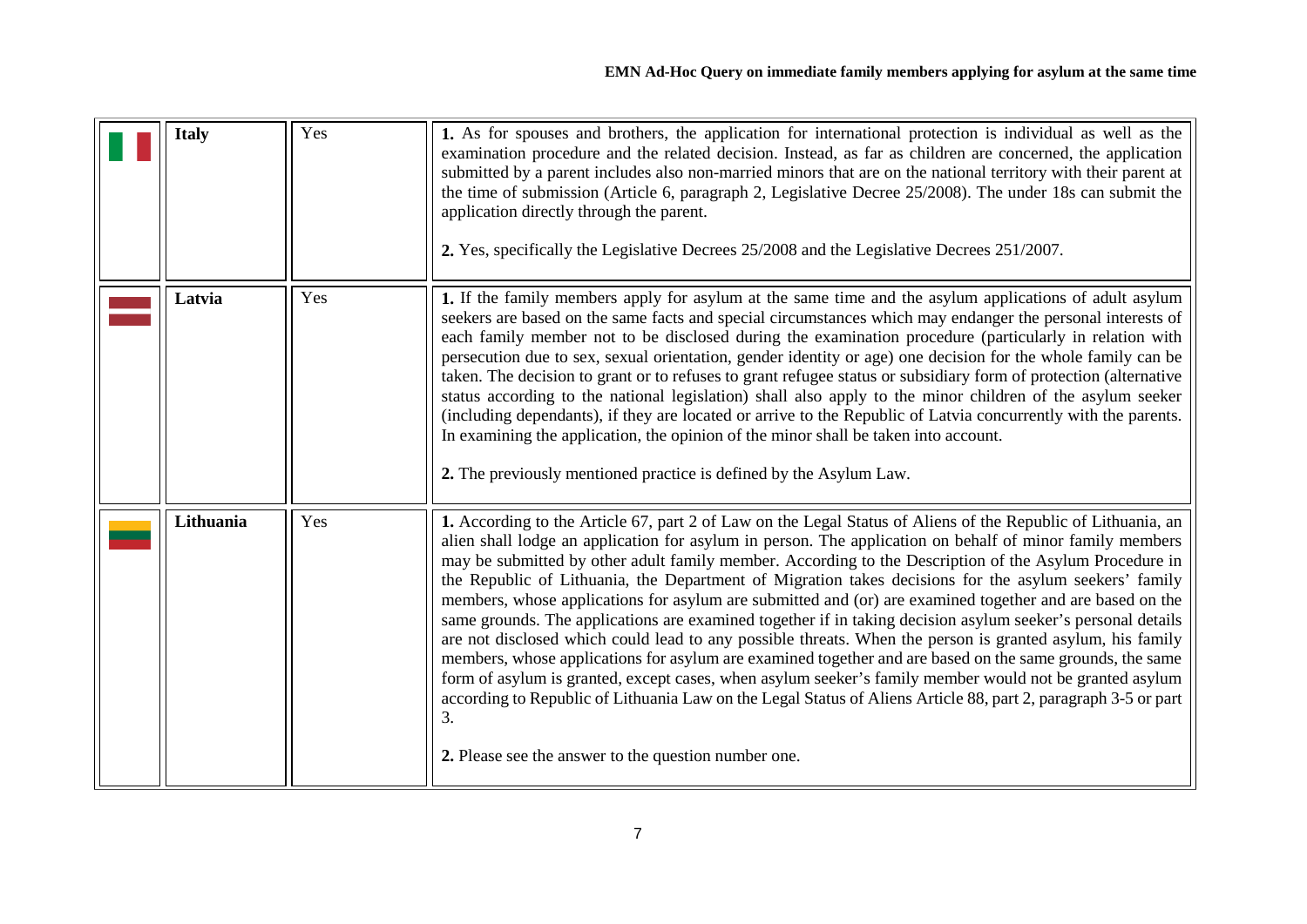| | Italy | Yes | **1.** As for spouses and brothers, the application for international protection is individual as well as the examination procedure and the related decision. Instead, as far as children are concerned, the application submitted by a parent includes also non-married minors that are on the national territory with their parent at the time of submission (Article 6, paragraph 2, Legislative Decree 25/2008). The under 18s can submit the application directly through the parent.<br><br>**2.** Yes, specifically the Legislative Decrees 25/2008 and the Legislative Decrees 251/2007. |
|---|---|---|---|
| | Latvia | Yes | **1.** If the family members apply for asylum at the same time and the asylum applications of adult asylum seekers are based on the same facts and special circumstances which may endanger the personal interests of each family member not to be disclosed during the examination procedure (particularly in relation with persecution due to sex, sexual orientation, gender identity or age) one decision for the whole family can be taken. The decision to grant or to refuses to grant refugee status or subsidiary form of protection (alternative status according to the national legislation) shall also apply to the minor children of the asylum seeker (including dependants), if they are located or arrive to the Republic of Latvia concurrently with the parents. In examining the application, the opinion of the minor shall be taken into account.<br><br>**2.** The previously mentioned practice is defined by the Asylum Law. |
| | Lithuania | Yes | **1.** According to the Article 67, part 2 of Law on the Legal Status of Aliens of the Republic of Lithuania, an alien shall lodge an application for asylum in person. The application on behalf of minor family members may be submitted by other adult family member. According to the Description of the Asylum Procedure in the Republic of Lithuania, the Department of Migration takes decisions for the asylum seekers' family members, whose applications for asylum are submitted and (or) are examined together and are based on the same grounds. The applications are examined together if in taking decision asylum seeker's personal details are not disclosed which could lead to any possible threats. When the person is granted asylum, his family members, whose applications for asylum are examined together and are based on the same grounds, the same form of asylum is granted, except cases, when asylum seeker's family member would not be granted asylum according to Republic of Lithuania Law on the Legal Status of Aliens Article 88, part 2, paragraph 3-5 or part 3.<br><br>**2.** Please see the answer to the question number one. |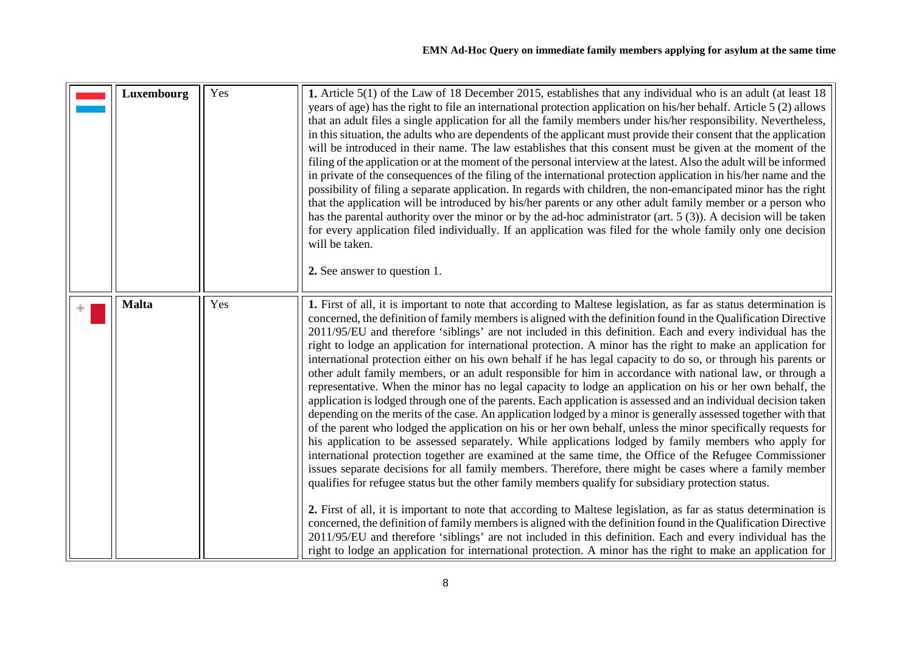| | | | |
|---|---|---|---|
| | **Luxembourg** | Yes | **1.** Article 5(1) of the Law of 18 December 2015, establishes that any individual who is an adult (at least 18 years of age) has the right to file an international protection application on his/her behalf. Article 5 (2) allows that an adult files a single application for all the family members under his/her responsibility. Nevertheless, in this situation, the adults who are dependents of the applicant must provide their consent that the application will be introduced in their name. The law establishes that this consent must be given at the moment of the filing of the application or at the moment of the personal interview at the latest. Also the adult will be informed in private of the consequences of the filing of the international protection application in his/her name and the possibility of filing a separate application. In regards with children, the non-emancipated minor has the right that the application will be introduced by his/her parents or any other adult family member or a person who has the parental authority over the minor or by the ad-hoc administrator (art. 5 (3)). A decision will be taken for every application filed individually. If an application was filed for the whole family only one decision will be taken.<br><br>**2.** See answer to question 1. |
| | **Malta** | Yes | **1.** First of all, it is important to note that according to Maltese legislation, as far as status determination is concerned, the definition of family members is aligned with the definition found in the Qualification Directive 2011/95/EU and therefore 'siblings' are not included in this definition. Each and every individual has the right to lodge an application for international protection. A minor has the right to make an application for international protection either on his own behalf if he has legal capacity to do so, or through his parents or other adult family members, or an adult responsible for him in accordance with national law, or through a representative. When the minor has no legal capacity to lodge an application on his or her own behalf, the application is lodged through one of the parents. Each application is assessed and an individual decision taken depending on the merits of the case. An application lodged by a minor is generally assessed together with that of the parent who lodged the application on his or her own behalf, unless the minor specifically requests for his application to be assessed separately. While applications lodged by family members who apply for international protection together are examined at the same time, the Office of the Refugee Commissioner issues separate decisions for all family members. Therefore, there might be cases where a family member qualifies for refugee status but the other family members qualify for subsidiary protection status.<br><br>**2.** First of all, it is important to note that according to Maltese legislation, as far as status determination is concerned, the definition of family members is aligned with the definition found in the Qualification Directive 2011/95/EU and therefore 'siblings' are not included in this definition. Each and every individual has the right to lodge an application for international protection. A minor has the right to make an application for |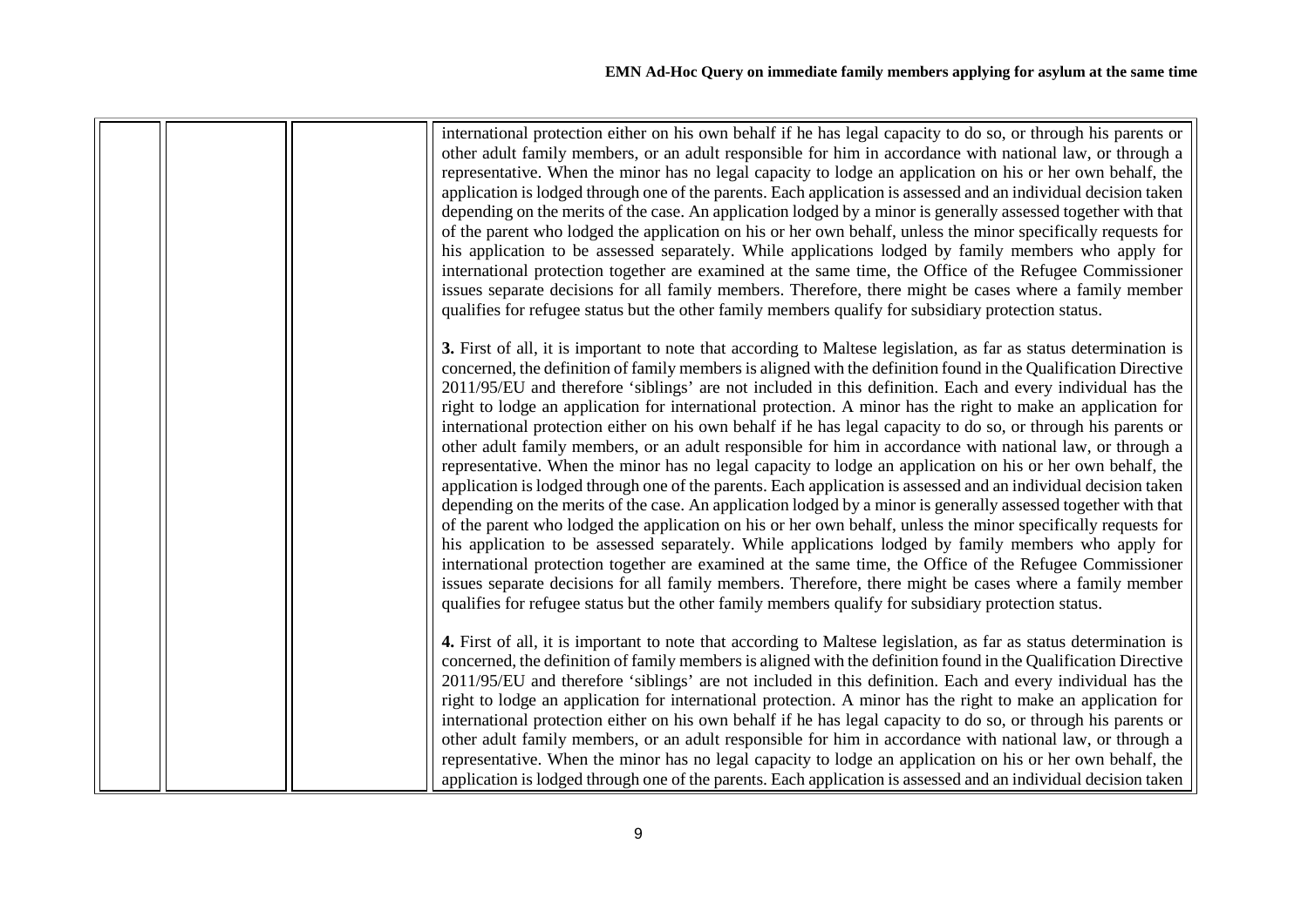| | | | |
|---|---|---|---|
| | | | international protection either on his own behalf if he has legal capacity to do so, or through his parents or other adult family members, or an adult responsible for him in accordance with national law, or through a representative. When the minor has no legal capacity to lodge an application on his or her own behalf, the application is lodged through one of the parents. Each application is assessed and an individual decision taken depending on the merits of the case. An application lodged by a minor is generally assessed together with that of the parent who lodged the application on his or her own behalf, unless the minor specifically requests for his application to be assessed separately. While applications lodged by family members who apply for international protection together are examined at the same time, the Office of the Refugee Commissioner issues separate decisions for all family members. Therefore, there might be cases where a family member qualifies for refugee status but the other family members qualify for subsidiary protection status.<br><br>**3.** First of all, it is important to note that according to Maltese legislation, as far as status determination is concerned, the definition of family members is aligned with the definition found in the Qualification Directive 2011/95/EU and therefore 'siblings' are not included in this definition. Each and every individual has the right to lodge an application for international protection. A minor has the right to make an application for international protection either on his own behalf if he has legal capacity to do so, or through his parents or other adult family members, or an adult responsible for him in accordance with national law, or through a representative. When the minor has no legal capacity to lodge an application on his or her own behalf, the application is lodged through one of the parents. Each application is assessed and an individual decision taken depending on the merits of the case. An application lodged by a minor is generally assessed together with that of the parent who lodged the application on his or her own behalf, unless the minor specifically requests for his application to be assessed separately. While applications lodged by family members who apply for international protection together are examined at the same time, the Office of the Refugee Commissioner issues separate decisions for all family members. Therefore, there might be cases where a family member qualifies for refugee status but the other family members qualify for subsidiary protection status.<br><br>**4.** First of all, it is important to note that according to Maltese legislation, as far as status determination is concerned, the definition of family members is aligned with the definition found in the Qualification Directive 2011/95/EU and therefore 'siblings' are not included in this definition. Each and every individual has the right to lodge an application for international protection. A minor has the right to make an application for international protection either on his own behalf if he has legal capacity to do so, or through his parents or other adult family members, or an adult responsible for him in accordance with national law, or through a representative. When the minor has no legal capacity to lodge an application on his or her own behalf, the application is lodged through one of the parents. Each application is assessed and an individual decision taken |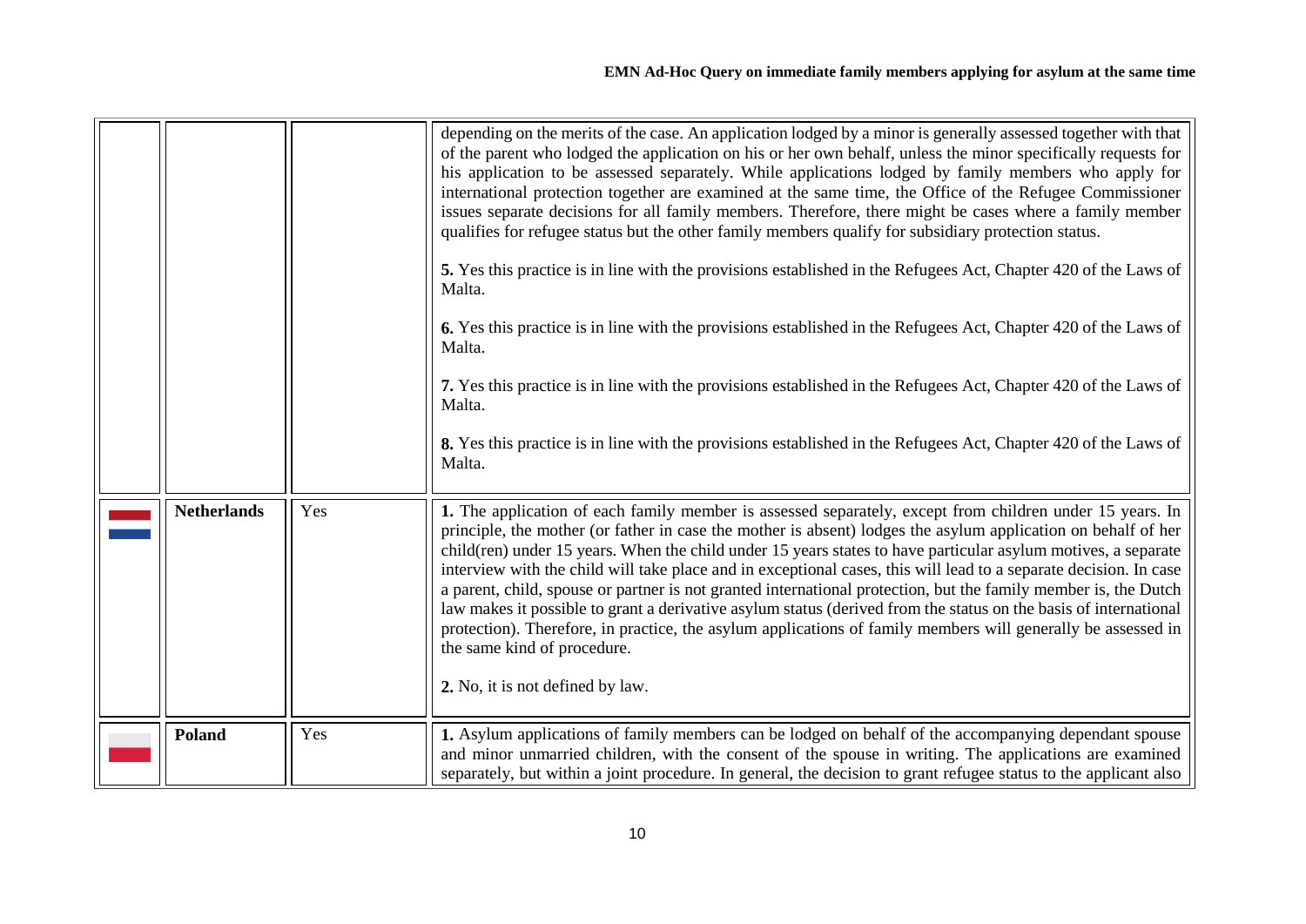| | | | |
|---|---|---|---|
| | | | depending on the merits of the case. An application lodged by a minor is generally assessed together with that of the parent who lodged the application on his or her own behalf, unless the minor specifically requests for his application to be assessed separately. While applications lodged by family members who apply for international protection together are examined at the same time, the Office of the Refugee Commissioner issues separate decisions for all family members. Therefore, there might be cases where a family member qualifies for refugee status but the other family members qualify for subsidiary protection status.<br><br>**5.** Yes this practice is in line with the provisions established in the Refugees Act, Chapter 420 of the Laws of Malta.<br><br>**6.** Yes this practice is in line with the provisions established in the Refugees Act, Chapter 420 of the Laws of Malta.<br><br>**7.** Yes this practice is in line with the provisions established in the Refugees Act, Chapter 420 of the Laws of Malta.<br><br>**8.** Yes this practice is in line with the provisions established in the Refugees Act, Chapter 420 of the Laws of Malta. |
| | **Netherlands** | Yes | **1.** The application of each family member is assessed separately, except from children under 15 years. In principle, the mother (or father in case the mother is absent) lodges the asylum application on behalf of her child(ren) under 15 years. When the child under 15 years states to have particular asylum motives, a separate interview with the child will take place and in exceptional cases, this will lead to a separate decision. In case a parent, child, spouse or partner is not granted international protection, but the family member is, the Dutch law makes it possible to grant a derivative asylum status (derived from the status on the basis of international protection). Therefore, in practice, the asylum applications of family members will generally be assessed in the same kind of procedure.<br><br>**2.** No, it is not defined by law. |
| | **Poland** | Yes | **1.** Asylum applications of family members can be lodged on behalf of the accompanying dependant spouse and minor unmarried children, with the consent of the spouse in writing. The applications are examined separately, but within a joint procedure. In general, the decision to grant refugee status to the applicant also |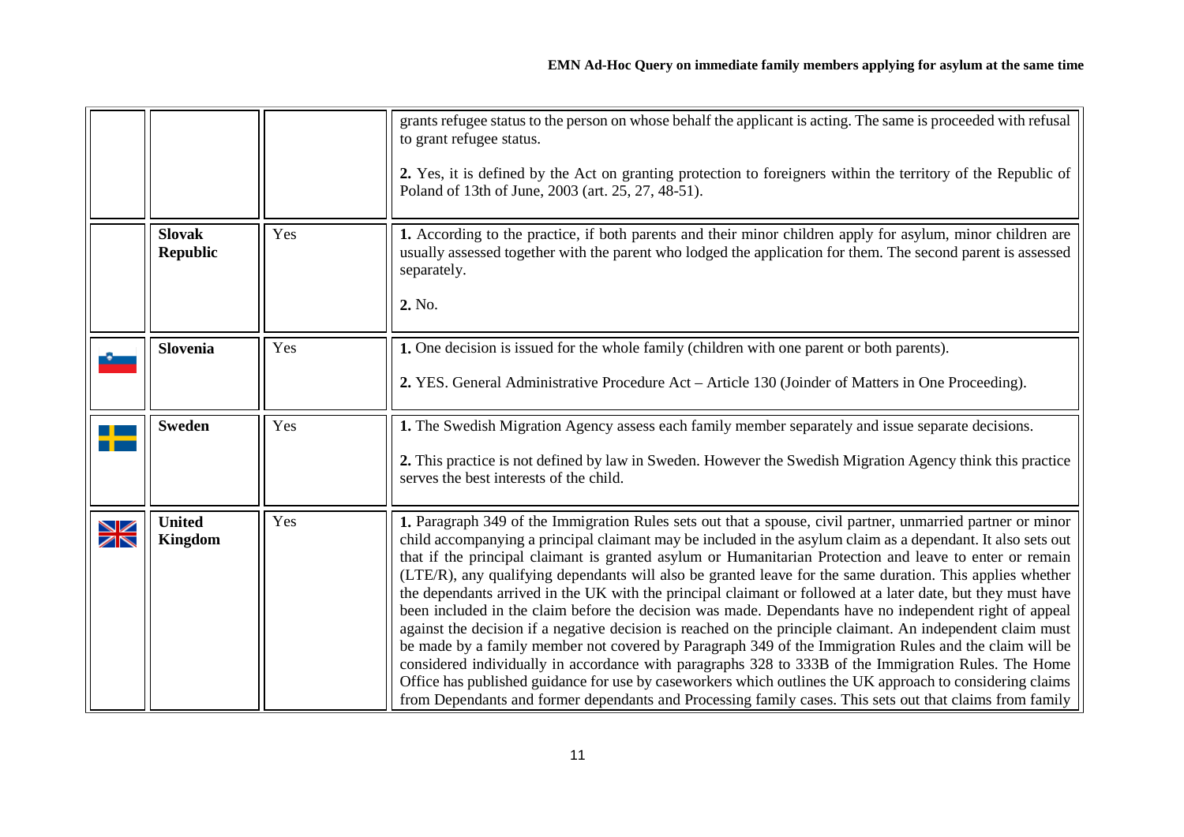| | | | |
|---|---|---|---|
| | | | grants refugee status to the person on whose behalf the applicant is acting. The same is proceeded with refusal to grant refugee status.<br><br>**2.** Yes, it is defined by the Act on granting protection to foreigners within the territory of the Republic of Poland of 13th of June, 2003 (art. 25, 27, 48-51). |
| | **Slovak Republic** | Yes | **1.** According to the practice, if both parents and their minor children apply for asylum, minor children are usually assessed together with the parent who lodged the application for them. The second parent is assessed separately.<br><br>**2.** No. |
| | **Slovenia** | Yes | **1.** One decision is issued for the whole family (children with one parent or both parents).<br><br>**2.** YES. General Administrative Procedure Act – Article 130 (Joinder of Matters in One Proceeding). |
| | **Sweden** | Yes | **1.** The Swedish Migration Agency assess each family member separately and issue separate decisions.<br><br>**2.** This practice is not defined by law in Sweden. However the Swedish Migration Agency think this practice serves the best interests of the child. |
| | **United Kingdom** | Yes | **1.** Paragraph 349 of the Immigration Rules sets out that a spouse, civil partner, unmarried partner or minor child accompanying a principal claimant may be included in the asylum claim as a dependant. It also sets out that if the principal claimant is granted asylum or Humanitarian Protection and leave to enter or remain (LTE/R), any qualifying dependants will also be granted leave for the same duration. This applies whether the dependants arrived in the UK with the principal claimant or followed at a later date, but they must have been included in the claim before the decision was made. Dependants have no independent right of appeal against the decision if a negative decision is reached on the principle claimant. An independent claim must be made by a family member not covered by Paragraph 349 of the Immigration Rules and the claim will be considered individually in accordance with paragraphs 328 to 333B of the Immigration Rules. The Home Office has published guidance for use by caseworkers which outlines the UK approach to considering claims from Dependants and former dependants and Processing family cases. This sets out that claims from family |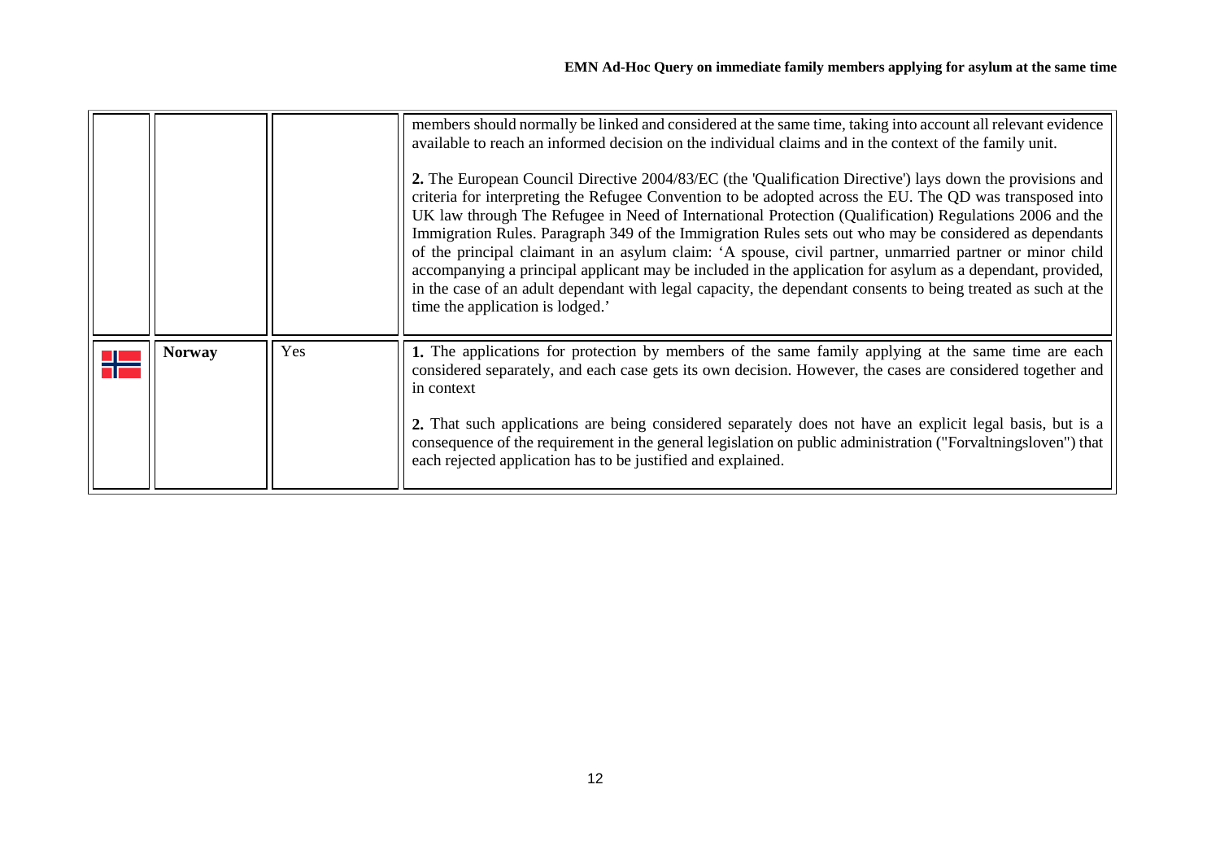| | | | |
|---|---|---|---|
| | | | members should normally be linked and considered at the same time, taking into account all relevant evidence available to reach an informed decision on the individual claims and in the context of the family unit.<br><br>**2.** The European Council Directive 2004/83/EC (the 'Qualification Directive') lays down the provisions and criteria for interpreting the Refugee Convention to be adopted across the EU. The QD was transposed into UK law through The Refugee in Need of International Protection (Qualification) Regulations 2006 and the Immigration Rules. Paragraph 349 of the Immigration Rules sets out who may be considered as dependants of the principal claimant in an asylum claim: 'A spouse, civil partner, unmarried partner or minor child accompanying a principal applicant may be included in the application for asylum as a dependant, provided, in the case of an adult dependant with legal capacity, the dependant consents to being treated as such at the time the application is lodged.' |
| | **Norway** | Yes | **1.** The applications for protection by members of the same family applying at the same time are each considered separately, and each case gets its own decision. However, the cases are considered together and in context<br><br>**2.** That such applications are being considered separately does not have an explicit legal basis, but is a consequence of the requirement in the general legislation on public administration ("Forvaltningsloven") that each rejected application has to be justified and explained. |